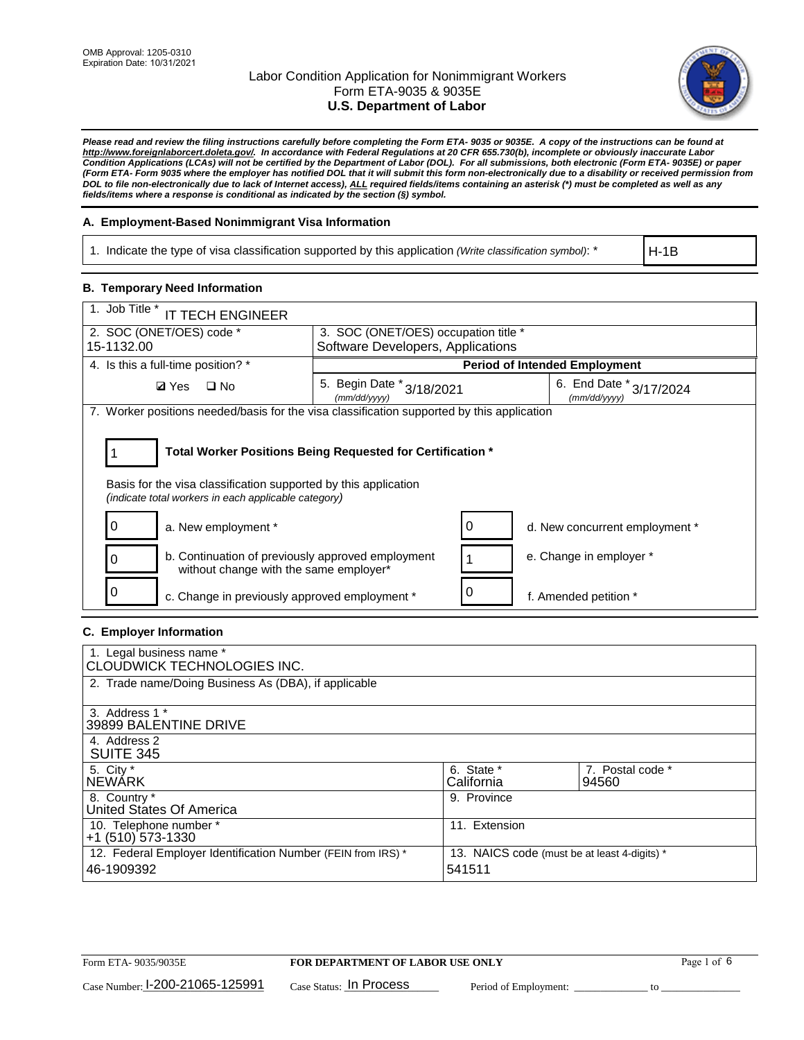OMB Approval: 1205-0310
Expiration Date: 10/31/2021

# Labor Condition Application for Nonimmigrant Workers
## Form ETA-9035 & 9035E
## U.S. Department of Labor

***Please read and review the filing instructions carefully before completing the Form ETA- 9035 or 9035E. A copy of the instructions can be found at http://www.foreignlaborcert.doleta.gov/. In accordance with Federal Regulations at 20 CFR 655.730(b), incomplete or obviously inaccurate Labor Condition Applications (LCAs) will not be certified by the Department of Labor (DOL). For all submissions, both electronic (Form ETA- 9035E) or paper (Form ETA- Form 9035 where the employer has notified DOL that it will submit this form non-electronically due to a disability or received permission from DOL to file non-electronically due to lack of Internet access), ALL required fields/items containing an asterisk (*) must be completed as well as any fields/items where a response is conditional as indicated by the section (§) symbol.***

### A. Employment-Based Nonimmigrant Visa Information

| 1. Indicate the type of visa classification supported by this application *(Write classification symbol)*: * | H-1B |
|---|---|

### B. Temporary Need Information

| 1. Job Title * IT TECH ENGINEER | | |
|---|---|---|
| 2. SOC (ONET/OES) code * 15-1132.00 | 3. SOC (ONET/OES) occupation title * Software Developers, Applications | |
| 4. Is this a full-time position? * | Period of Intended Employment | |
| ☑ Yes ☐ No | 5. Begin Date * 3/18/2021 *(mm/dd/yyyy)* | 6. End Date * 3/17/2024 *(mm/dd/yyyy)* |

7. Worker positions needed/basis for the visa classification supported by this application

**1 — Total Worker Positions Being Requested for Certification ***

Basis for the visa classification supported by this application
*(indicate total workers in each applicable category)*

| Count | Category | Count | Category |
|---|---|---|---|
| 0 | a. New employment * | 0 | d. New concurrent employment * |
| 0 | b. Continuation of previously approved employment without change with the same employer* | 1 | e. Change in employer * |
| 0 | c. Change in previously approved employment * | 0 | f. Amended petition * |

### C. Employer Information

| 1. Legal business name * CLOUDWICK TECHNOLOGIES INC. | | |
|---|---|---|
| 2. Trade name/Doing Business As (DBA), if applicable | | |
| 3. Address 1 * 39899 BALENTINE DRIVE | | |
| 4. Address 2 SUITE 345 | | |
| 5. City * NEWARK | 6. State * California | 7. Postal code * 94560 |
| 8. Country * United States Of America | 9. Province | |
| 10. Telephone number * +1 (510) 573-1330 | 11. Extension | |
| 12. Federal Employer Identification Number (FEIN from IRS) * 46-1909392 | 13. NAICS code (must be at least 4-digits) * 541511 | |

Form ETA- 9035/9035E — **FOR DEPARTMENT OF LABOR USE ONLY**

Case Number: I-200-21065-125991 Case Status: In Process Period of Employment: ______________ to ______________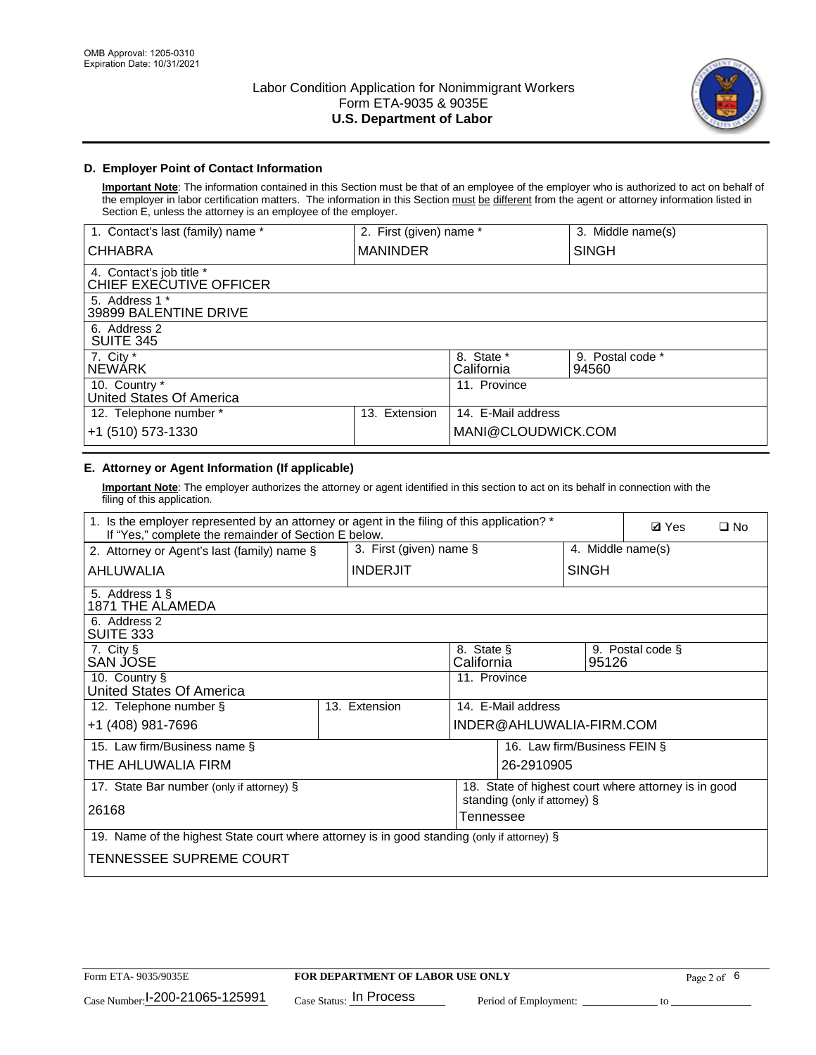OMB Approval: 1205-0310
Expiration Date: 10/31/2021

# Labor Condition Application for Nonimmigrant Workers
## Form ETA-9035 & 9035E
## U.S. Department of Labor

### D. Employer Point of Contact Information

**Important Note**: The information contained in this Section must be that of an employee of the employer who is authorized to act on behalf of the employer in labor certification matters. The information in this Section must be different from the agent or attorney information listed in Section E, unless the attorney is an employee of the employer.

| 1. Contact's last (family) name * | 2. First (given) name * | 3. Middle name(s) |
|---|---|---|
| CHHABRA | MANINDER | SINGH |
| 4. Contact's job title * CHIEF EXECUTIVE OFFICER | | |
| 5. Address 1 * 39899 BALENTINE DRIVE | | |
| 6. Address 2 SUITE 345 | | |
| 7. City * NEWARK | 8. State * California | 9. Postal code * 94560 |
| 10. Country * United States Of America | 11. Province | |
| 12. Telephone number * +1 (510) 573-1330 | 13. Extension | 14. E-Mail address MANI@CLOUDWICK.COM |

### E. Attorney or Agent Information (If applicable)

**Important Note**: The employer authorizes the attorney or agent identified in this section to act on its behalf in connection with the filing of this application.

| 1. Is the employer represented by an attorney or agent in the filing of this application? * If "Yes," complete the remainder of Section E below. | | ☑ Yes ☐ No |
|---|---|---|
| 2. Attorney or Agent's last (family) name § AHLUWALIA | 3. First (given) name § INDERJIT | 4. Middle name(s) SINGH |
| 5. Address 1 § 1871 THE ALAMEDA | | |
| 6. Address 2 SUITE 333 | | |
| 7. City § SAN JOSE | 8. State § California | 9. Postal code § 95126 |
| 10. Country § United States Of America | 11. Province | |
| 12. Telephone number § +1 (408) 981-7696 | 13. Extension | 14. E-Mail address INDER@AHLUWALIA-FIRM.COM |
| 15. Law firm/Business name § THE AHLUWALIA FIRM | | 16. Law firm/Business FEIN § 26-2910905 |
| 17. State Bar number (only if attorney) § 26168 | | 18. State of highest court where attorney is in good standing (only if attorney) § Tennessee |
| 19. Name of the highest State court where attorney is in good standing (only if attorney) § TENNESSEE SUPREME COURT | | |

Form ETA- 9035/9035E | **FOR DEPARTMENT OF LABOR USE ONLY**
Case Number: I-200-21065-125991 Case Status: In Process Period of Employment: ____________ to ______________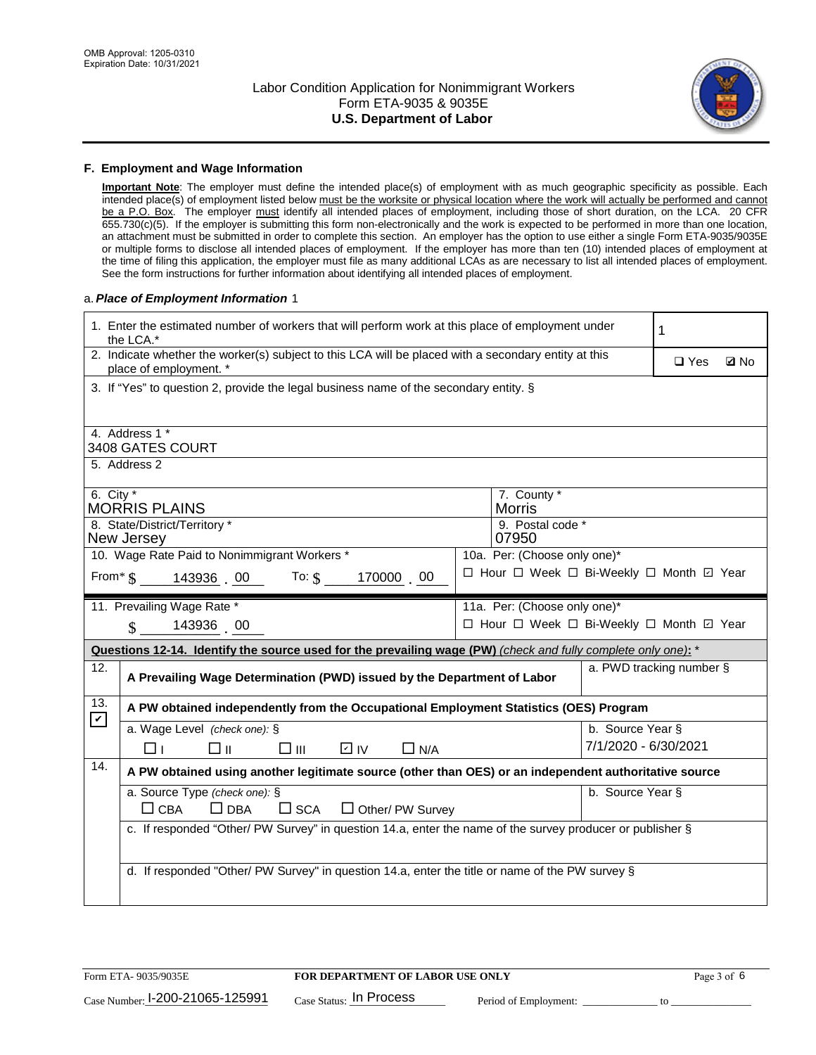OMB Approval: 1205-0310
Expiration Date: 10/31/2021

# Labor Condition Application for Nonimmigrant Workers
## Form ETA-9035 & 9035E
## U.S. Department of Labor

### F. Employment and Wage Information

**Important Note**: The employer must define the intended place(s) of employment with as much geographic specificity as possible. Each intended place(s) of employment listed below must be the worksite or physical location where the work will actually be performed and cannot be a P.O. Box. The employer must identify all intended places of employment, including those of short duration, on the LCA. 20 CFR 655.730(c)(5). If the employer is submitting this form non-electronically and the work is expected to be performed in more than one location, an attachment must be submitted in order to complete this section. An employer has the option to use either a single Form ETA-9035/9035E or multiple forms to disclose all intended places of employment. If the employer has more than ten (10) intended places of employment at the time of filing this application, the employer must file as many additional LCAs as are necessary to list all intended places of employment. See the form instructions for further information about identifying all intended places of employment.

a. *Place of Employment Information* 1

| | |
|---|---|
| 1. Enter the estimated number of workers that will perform work at this place of employment under the LCA.* | 1 |
| 2. Indicate whether the worker(s) subject to this LCA will be placed with a secondary entity at this place of employment. * | ☐ Yes ☑ No |
| 3. If "Yes" to question 2, provide the legal business name of the secondary entity. § | |
| 4. Address 1 * 3408 GATES COURT | |
| 5. Address 2 | |
| 6. City * MORRIS PLAINS | 7. County * Morris |
| 8. State/District/Territory * New Jersey | 9. Postal code * 07950 |
| 10. Wage Rate Paid to Nonimmigrant Workers * From* $ 143936 . 00 To: $ 170000 . 00 | 10a. Per: (Choose only one)* ☐ Hour ☐ Week ☐ Bi-Weekly ☐ Month ☑ Year |
| 11. Prevailing Wage Rate * $ 143936 . 00 | 11a. Per: (Choose only one)* ☐ Hour ☐ Week ☐ Bi-Weekly ☐ Month ☑ Year |

**Questions 12-14. Identify the source used for the prevailing wage (PW)** *(check and fully complete only one)*: *

| | | |
|---|---|---|
| 12. ☐ | **A Prevailing Wage Determination (PWD) issued by the Department of Labor** | a. PWD tracking number § |
| 13. ☑ | **A PW obtained independently from the Occupational Employment Statistics (OES) Program** | |
| | a. Wage Level *(check one):* § ☐ I ☐ II ☐ III ☑ IV ☐ N/A | b. Source Year § 7/1/2020 - 6/30/2021 |
| 14. ☐ | **A PW obtained using another legitimate source (other than OES) or an independent authoritative source** | |
| | a. Source Type *(check one):* § ☐ CBA ☐ DBA ☐ SCA ☐ Other/ PW Survey | b. Source Year § |
| | c. If responded "Other/ PW Survey" in question 14.a, enter the name of the survey producer or publisher § | |
| | d. If responded "Other/ PW Survey" in question 14.a, enter the title or name of the PW survey § | |

Form ETA- 9035/9035E | **FOR DEPARTMENT OF LABOR USE ONLY**

Case Number: I-200-21065-125991 Case Status: In Process Period of Employment: _____________ to _____________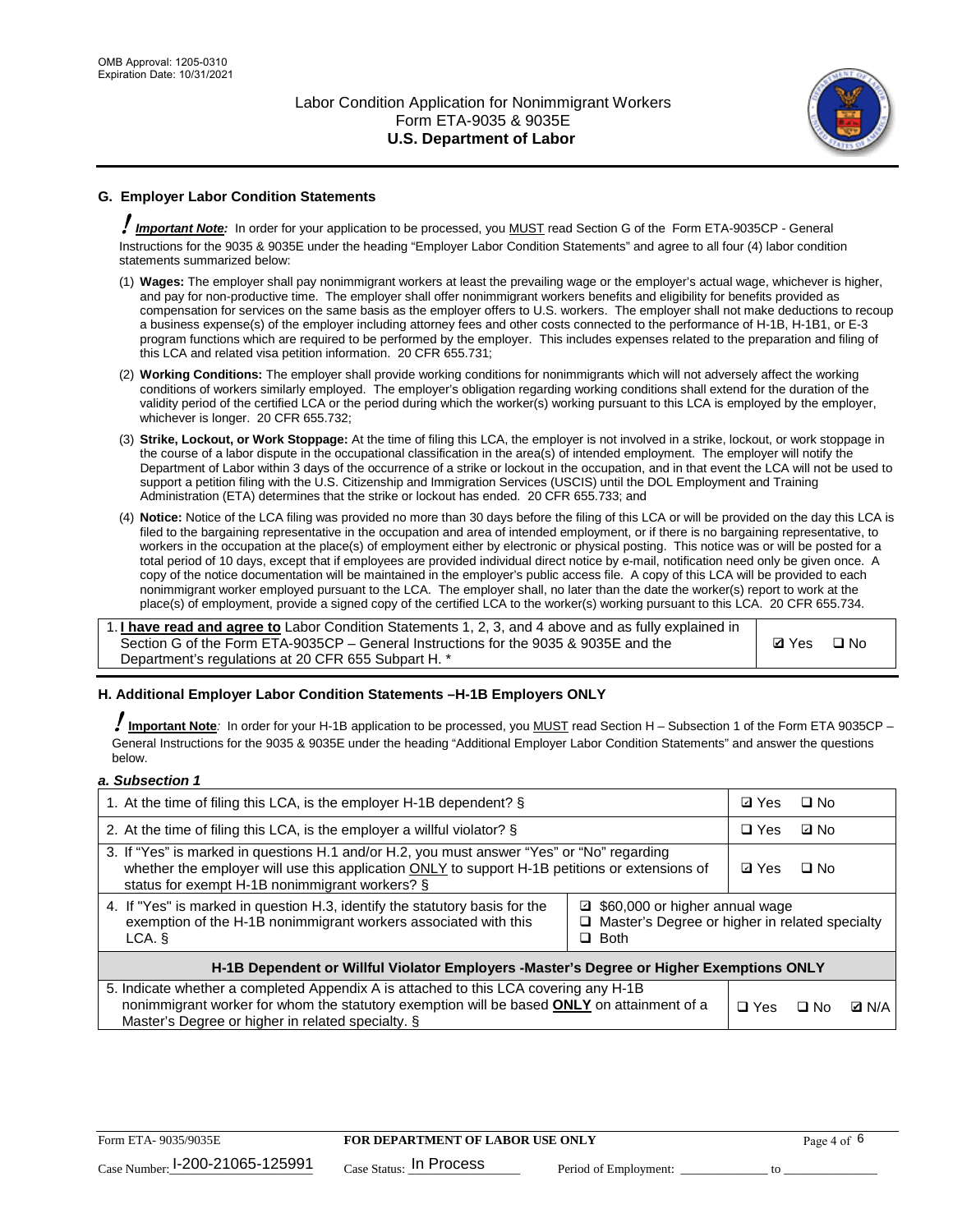## G. Employer Labor Condition Statements

! ***Important Note:*** In order for your application to be processed, you MUST read Section G of the Form ETA-9035CP - General Instructions for the 9035 & 9035E under the heading "Employer Labor Condition Statements" and agree to all four (4) labor condition statements summarized below:

(1) **Wages:** The employer shall pay nonimmigrant workers at least the prevailing wage or the employer's actual wage, whichever is higher, and pay for non-productive time. The employer shall offer nonimmigrant workers benefits and eligibility for benefits provided as compensation for services on the same basis as the employer offers to U.S. workers. The employer shall not make deductions to recoup a business expense(s) of the employer including attorney fees and other costs connected to the performance of H-1B, H-1B1, or E-3 program functions which are required to be performed by the employer. This includes expenses related to the preparation and filing of this LCA and related visa petition information. 20 CFR 655.731;

(2) **Working Conditions:** The employer shall provide working conditions for nonimmigrants which will not adversely affect the working conditions of workers similarly employed. The employer's obligation regarding working conditions shall extend for the duration of the validity period of the certified LCA or the period during which the worker(s) working pursuant to this LCA is employed by the employer, whichever is longer. 20 CFR 655.732;

(3) **Strike, Lockout, or Work Stoppage:** At the time of filing this LCA, the employer is not involved in a strike, lockout, or work stoppage in the course of a labor dispute in the occupational classification in the area(s) of intended employment. The employer will notify the Department of Labor within 3 days of the occurrence of a strike or lockout in the occupation, and in that event the LCA will not be used to support a petition filing with the U.S. Citizenship and Immigration Services (USCIS) until the DOL Employment and Training Administration (ETA) determines that the strike or lockout has ended. 20 CFR 655.733; and

(4) **Notice:** Notice of the LCA filing was provided no more than 30 days before the filing of this LCA or will be provided on the day this LCA is filed to the bargaining representative in the occupation and area of intended employment, or if there is no bargaining representative, to workers in the occupation at the place(s) of employment either by electronic or physical posting. This notice was or will be posted for a total period of 10 days, except that if employees are provided individual direct notice by e-mail, notification need only be given once. A copy of the notice documentation will be maintained in the employer's public access file. A copy of this LCA will be provided to each nonimmigrant worker employed pursuant to the LCA. The employer shall, no later than the date the worker(s) report to work at the place(s) of employment, provide a signed copy of the certified LCA to the worker(s) working pursuant to this LCA. 20 CFR 655.734.

| | |
|---|---|
| 1. **I have read and agree to** Labor Condition Statements 1, 2, 3, and 4 above and as fully explained in Section G of the Form ETA-9035CP – General Instructions for the 9035 & 9035E and the Department's regulations at 20 CFR 655 Subpart H. * | ☑ Yes ☐ No |

## H. Additional Employer Labor Condition Statements –H-1B Employers ONLY

! **Important Note**: In order for your H-1B application to be processed, you MUST read Section H – Subsection 1 of the Form ETA 9035CP – General Instructions for the 9035 & 9035E under the heading "Additional Employer Labor Condition Statements" and answer the questions below.

*a. Subsection 1*

| | | |
|---|---|---|
| 1. At the time of filing this LCA, is the employer H-1B dependent? § | | ☑ Yes ☐ No |
| 2. At the time of filing this LCA, is the employer a willful violator? § | | ☐ Yes ☑ No |
| 3. If "Yes" is marked in questions H.1 and/or H.2, you must answer "Yes" or "No" regarding whether the employer will use this application ONLY to support H-1B petitions or extensions of status for exempt H-1B nonimmigrant workers? § | | ☑ Yes ☐ No |
| 4. If "Yes" is marked in question H.3, identify the statutory basis for the exemption of the H-1B nonimmigrant workers associated with this LCA. § | ☑ $60,000 or higher annual wage<br>☐ Master's Degree or higher in related specialty<br>☐ Both | |
| **H-1B Dependent or Willful Violator Employers -Master's Degree or Higher Exemptions ONLY** | | |
| 5. Indicate whether a completed Appendix A is attached to this LCA covering any H-1B nonimmigrant worker for whom the statutory exemption will be based **ONLY** on attainment of a Master's Degree or higher in related specialty. § | | ☐ Yes ☐ No ☑ N/A |

Form ETA- 9035/9035E **FOR DEPARTMENT OF LABOR USE ONLY**

Case Number: I-200-21065-125991 Case Status: In Process Period of Employment: _____________ to _______________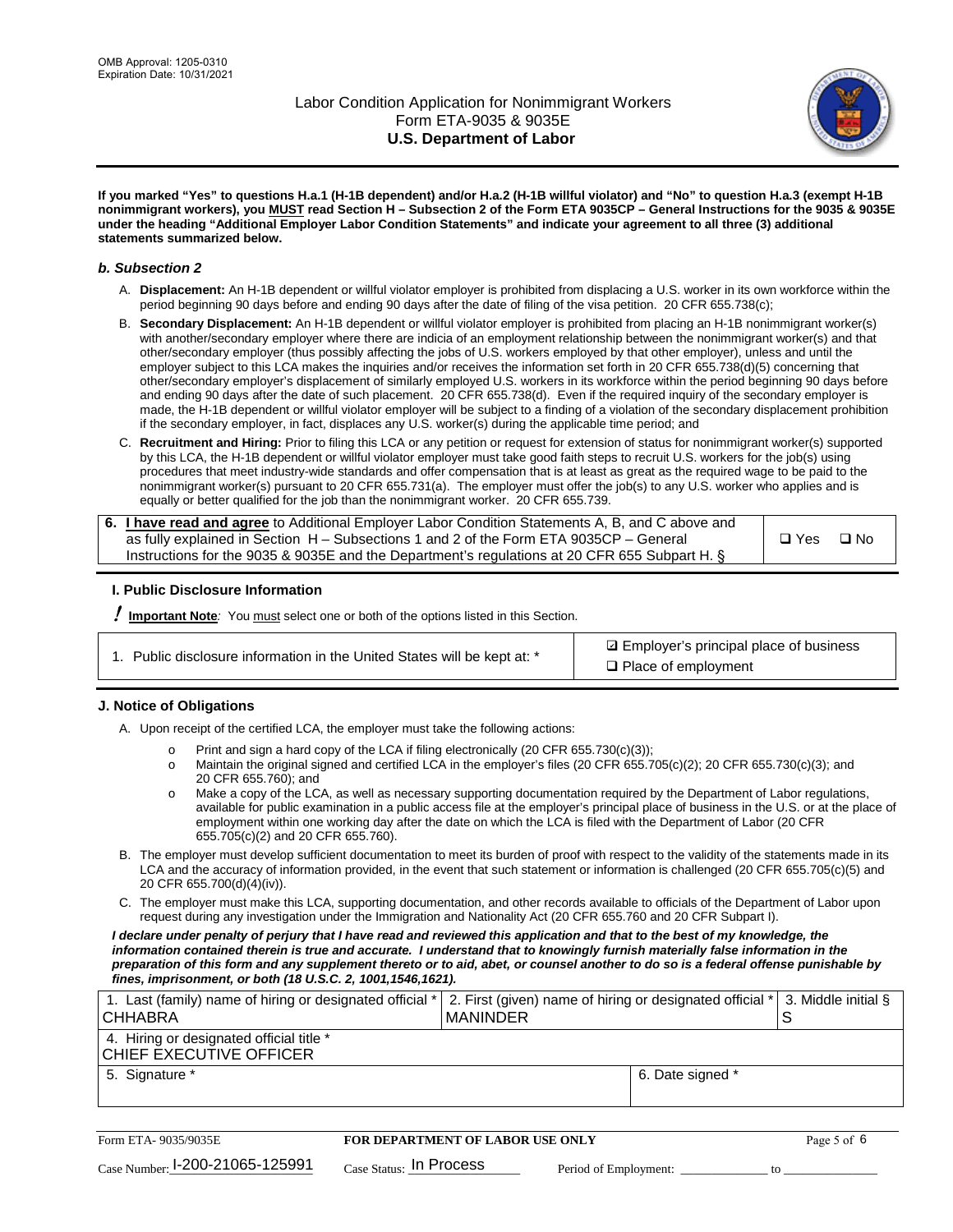**If you marked "Yes" to questions H.a.1 (H-1B dependent) and/or H.a.2 (H-1B willful violator) and "No" to question H.a.3 (exempt H-1B nonimmigrant workers), you MUST read Section H – Subsection 2 of the Form ETA 9035CP – General Instructions for the 9035 & 9035E under the heading "Additional Employer Labor Condition Statements" and indicate your agreement to all three (3) additional statements summarized below.**

### *b. Subsection 2*

A. **Displacement:** An H-1B dependent or willful violator employer is prohibited from displacing a U.S. worker in its own workforce within the period beginning 90 days before and ending 90 days after the date of filing of the visa petition. 20 CFR 655.738(c);

B. **Secondary Displacement:** An H-1B dependent or willful violator employer is prohibited from placing an H-1B nonimmigrant worker(s) with another/secondary employer where there are indicia of an employment relationship between the nonimmigrant worker(s) and that other/secondary employer (thus possibly affecting the jobs of U.S. workers employed by that other employer), unless and until the employer subject to this LCA makes the inquiries and/or receives the information set forth in 20 CFR 655.738(d)(5) concerning that other/secondary employer's displacement of similarly employed U.S. workers in its workforce within the period beginning 90 days before and ending 90 days after the date of such placement. 20 CFR 655.738(d). Even if the required inquiry of the secondary employer is made, the H-1B dependent or willful violator employer will be subject to a finding of a violation of the secondary displacement prohibition if the secondary employer, in fact, displaces any U.S. worker(s) during the applicable time period; and

C. **Recruitment and Hiring:** Prior to filing this LCA or any petition or request for extension of status for nonimmigrant worker(s) supported by this LCA, the H-1B dependent or willful violator employer must take good faith steps to recruit U.S. workers for the job(s) using procedures that meet industry-wide standards and offer compensation that is at least as great as the required wage to be paid to the nonimmigrant worker(s) pursuant to 20 CFR 655.731(a). The employer must offer the job(s) to any U.S. worker who applies and is equally or better qualified for the job than the nonimmigrant worker. 20 CFR 655.739.

| 6. **I have read and agree** to Additional Employer Labor Condition Statements A, B, and C above and as fully explained in Section H – Subsections 1 and 2 of the Form ETA 9035CP – General Instructions for the 9035 & 9035E and the Department's regulations at 20 CFR 655 Subpart H. § | ☐ Yes ☐ No |
|---|---|

### I. Public Disclosure Information

**! Important Note***:* You must select one or both of the options listed in this Section.

| 1. Public disclosure information in the United States will be kept at: * | ☑ Employer's principal place of business<br>☐ Place of employment |
|---|---|

### J. Notice of Obligations

A. Upon receipt of the certified LCA, the employer must take the following actions:

- o Print and sign a hard copy of the LCA if filing electronically (20 CFR 655.730(c)(3));
- o Maintain the original signed and certified LCA in the employer's files (20 CFR 655.705(c)(2); 20 CFR 655.730(c)(3); and 20 CFR 655.760); and
- o Make a copy of the LCA, as well as necessary supporting documentation required by the Department of Labor regulations, available for public examination in a public access file at the employer's principal place of business in the U.S. or at the place of employment within one working day after the date on which the LCA is filed with the Department of Labor (20 CFR 655.705(c)(2) and 20 CFR 655.760).

B. The employer must develop sufficient documentation to meet its burden of proof with respect to the validity of the statements made in its LCA and the accuracy of information provided, in the event that such statement or information is challenged (20 CFR 655.705(c)(5) and 20 CFR 655.700(d)(4)(iv)).

C. The employer must make this LCA, supporting documentation, and other records available to officials of the Department of Labor upon request during any investigation under the Immigration and Nationality Act (20 CFR 655.760 and 20 CFR Subpart I).

***I declare under penalty of perjury that I have read and reviewed this application and that to the best of my knowledge, the information contained therein is true and accurate. I understand that to knowingly furnish materially false information in the preparation of this form and any supplement thereto or to aid, abet, or counsel another to do so is a federal offense punishable by fines, imprisonment, or both (18 U.S.C. 2, 1001,1546,1621).***

| 1. Last (family) name of hiring or designated official *<br>CHHABRA | 2. First (given) name of hiring or designated official *<br>MANINDER | 3. Middle initial §<br>S |
|---|---|---|
| 4. Hiring or designated official title *<br>CHIEF EXECUTIVE OFFICER | | |
| 5. Signature * | 6. Date signed * | |

Form ETA- 9035/9035E — **FOR DEPARTMENT OF LABOR USE ONLY**

Case Number: I-200-21065-125991 Case Status: In Process Period of Employment: _____________ to _____________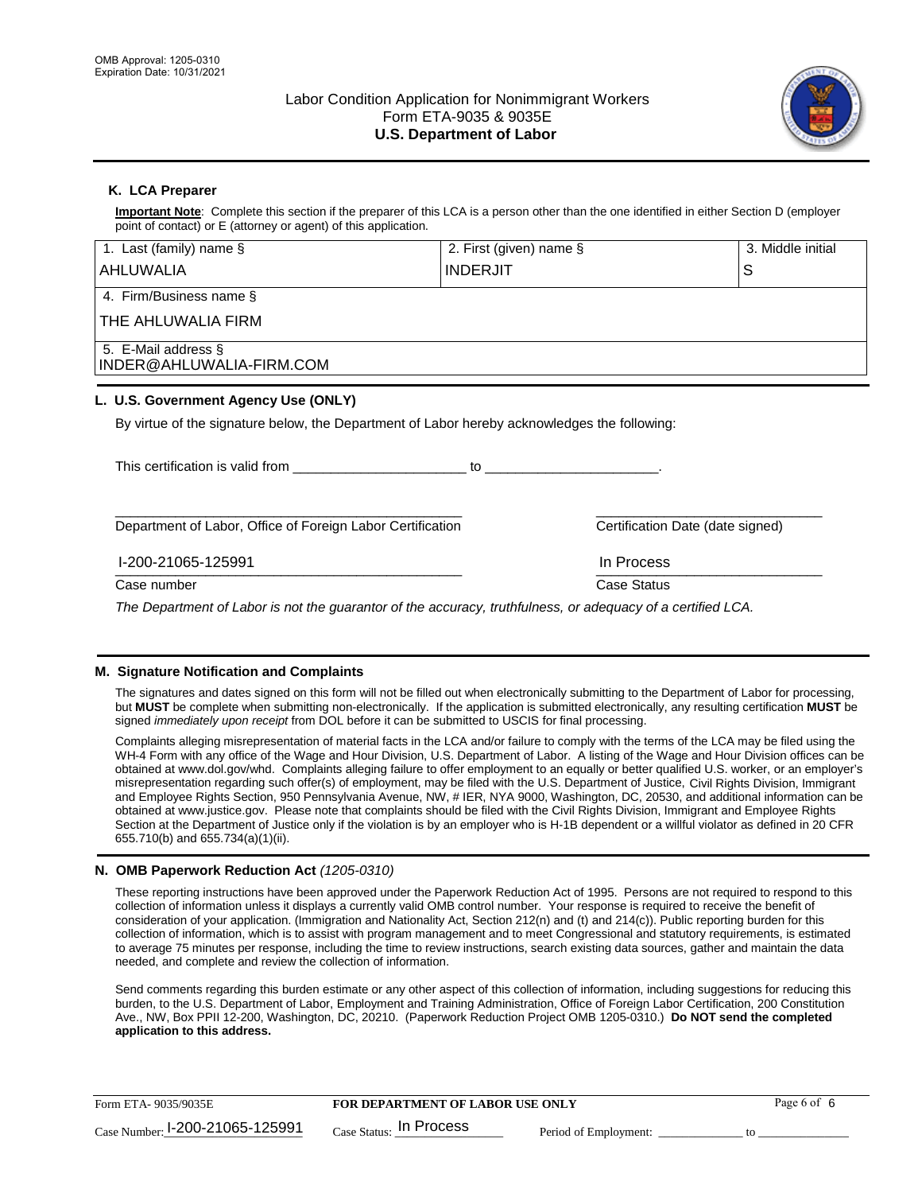OMB Approval: 1205-0310
Expiration Date: 10/31/2021

# Labor Condition Application for Nonimmigrant Workers
Form ETA-9035 & 9035E
**U.S. Department of Labor**

## K. LCA Preparer

**Important Note**: Complete this section if the preparer of this LCA is a person other than the one identified in either Section D (employer point of contact) or E (attorney or agent) of this application.

| 1. Last (family) name § | 2. First (given) name § | 3. Middle initial |
|---|---|---|
| AHLUWALIA | INDERJIT | S |
| 4. Firm/Business name § | | |
| THE AHLUWALIA FIRM | | |
| 5. E-Mail address § | | |
| INDER@AHLUWALIA-FIRM.COM | | |

## L. U.S. Government Agency Use (ONLY)

By virtue of the signature below, the Department of Labor hereby acknowledges the following:

This certification is valid from ______________________ to ______________________.

Department of Labor, Office of Foreign Labor Certification

Certification Date (date signed)

I-200-21065-125991

Case number

In Process

Case Status

*The Department of Labor is not the guarantor of the accuracy, truthfulness, or adequacy of a certified LCA.*

## M. Signature Notification and Complaints

The signatures and dates signed on this form will not be filled out when electronically submitting to the Department of Labor for processing, but **MUST** be complete when submitting non-electronically. If the application is submitted electronically, any resulting certification **MUST** be signed *immediately upon receipt* from DOL before it can be submitted to USCIS for final processing.

Complaints alleging misrepresentation of material facts in the LCA and/or failure to comply with the terms of the LCA may be filed using the WH-4 Form with any office of the Wage and Hour Division, U.S. Department of Labor. A listing of the Wage and Hour Division offices can be obtained at www.dol.gov/whd. Complaints alleging failure to offer employment to an equally or better qualified U.S. worker, or an employer's misrepresentation regarding such offer(s) of employment, may be filed with the U.S. Department of Justice, Civil Rights Division, Immigrant and Employee Rights Section, 950 Pennsylvania Avenue, NW, # IER, NYA 9000, Washington, DC, 20530, and additional information can be obtained at www.justice.gov. Please note that complaints should be filed with the Civil Rights Division, Immigrant and Employee Rights Section at the Department of Justice only if the violation is by an employer who is H-1B dependent or a willful violator as defined in 20 CFR 655.710(b) and 655.734(a)(1)(ii).

## N. OMB Paperwork Reduction Act *(1205-0310)*

These reporting instructions have been approved under the Paperwork Reduction Act of 1995. Persons are not required to respond to this collection of information unless it displays a currently valid OMB control number. Your response is required to receive the benefit of consideration of your application. (Immigration and Nationality Act, Section 212(n) and (t) and 214(c)). Public reporting burden for this collection of information, which is to assist with program management and to meet Congressional and statutory requirements, is estimated to average 75 minutes per response, including the time to review instructions, search existing data sources, gather and maintain the data needed, and complete and review the collection of information.

Send comments regarding this burden estimate or any other aspect of this collection of information, including suggestions for reducing this burden, to the U.S. Department of Labor, Employment and Training Administration, Office of Foreign Labor Certification, 200 Constitution Ave., NW, Box PPII 12-200, Washington, DC, 20210. (Paperwork Reduction Project OMB 1205-0310.) **Do NOT send the completed application to this address.**

Form ETA- 9035/9035E | **FOR DEPARTMENT OF LABOR USE ONLY**

Case Number: I-200-21065-125991 Case Status: In Process Period of Employment: ____________ to ____________